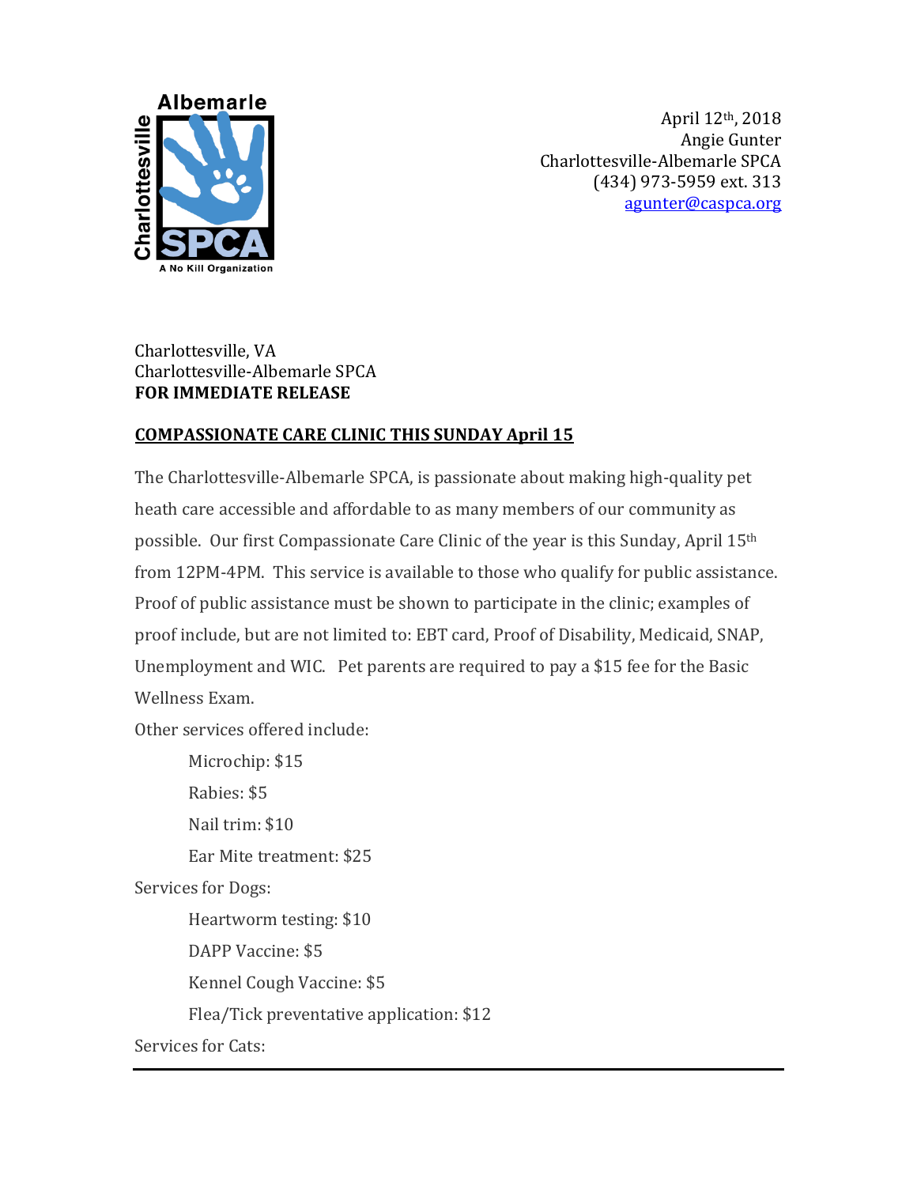April 12th, 2018
Angie Gunter
Charlottesville-Albemarle SPCA
(434) 973-5959 ext. 313
agunter@caspca.org

Charlottesville, VA
Charlottesville-Albemarle SPCA
**FOR IMMEDIATE RELEASE**

## **COMPASSIONATE CARE CLINIC THIS SUNDAY April 15**

The Charlottesville-Albemarle SPCA, is passionate about making high-quality pet heath care accessible and affordable to as many members of our community as possible. Our first Compassionate Care Clinic of the year is this Sunday, April 15th from 12PM-4PM. This service is available to those who qualify for public assistance. Proof of public assistance must be shown to participate in the clinic; examples of proof include, but are not limited to: EBT card, Proof of Disability, Medicaid, SNAP, Unemployment and WIC. Pet parents are required to pay a $15 fee for the Basic Wellness Exam.

Other services offered include:

- Microchip: $15
- Rabies: $5
- Nail trim: $10
- Ear Mite treatment: $25

Services for Dogs:

- Heartworm testing: $10
- DAPP Vaccine: $5
- Kennel Cough Vaccine: $5
- Flea/Tick preventative application: $12

Services for Cats: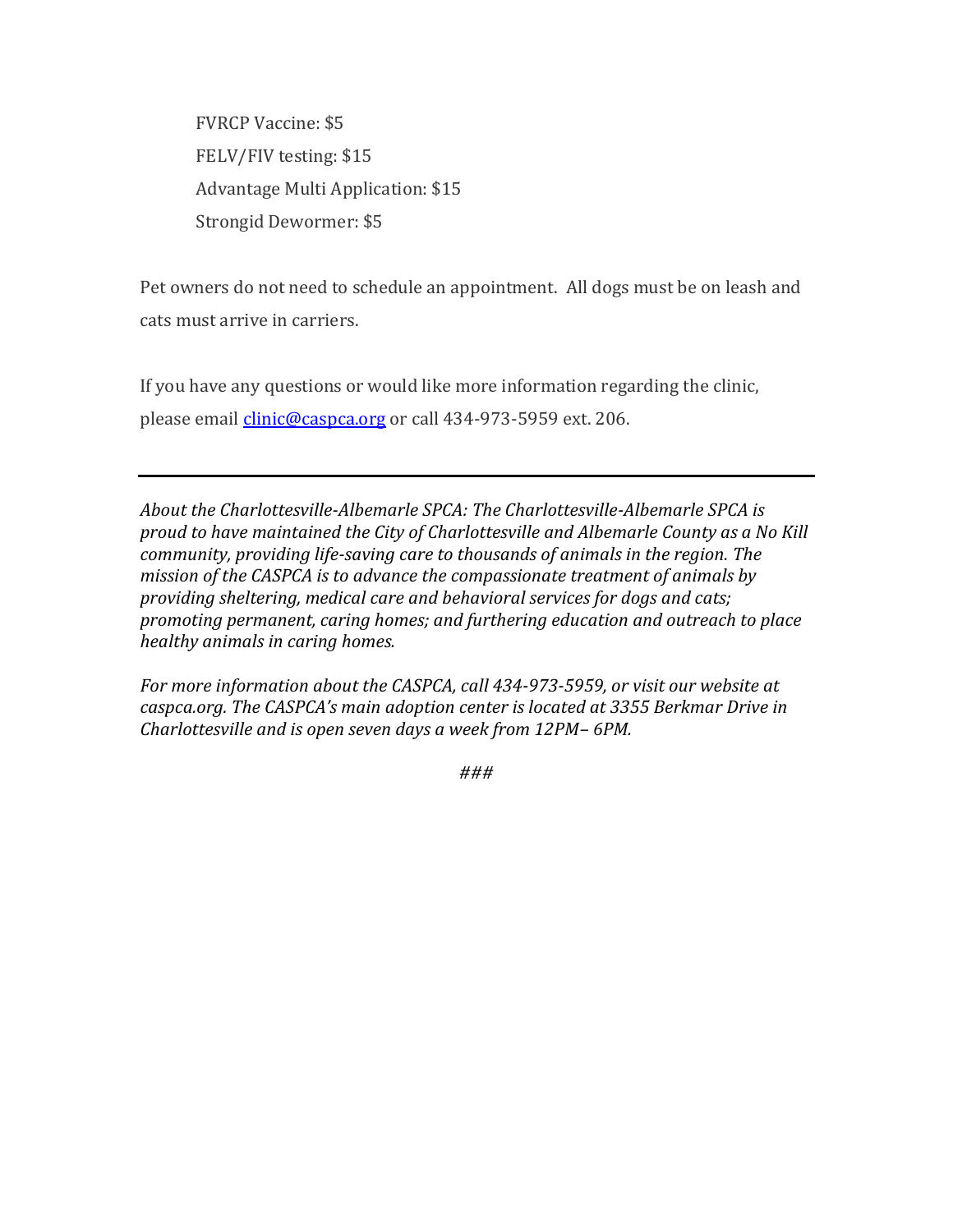FVRCP Vaccine: $5

FELV/FIV testing: $15

Advantage Multi Application: $15

Strongid Dewormer: $5

Pet owners do not need to schedule an appointment. All dogs must be on leash and cats must arrive in carriers.

If you have any questions or would like more information regarding the clinic, please email [clinic@caspca.org](mailto:clinic@caspca.org) or call 434-973-5959 ext. 206.

---

*About the Charlottesville-Albemarle SPCA: The Charlottesville-Albemarle SPCA is proud to have maintained the City of Charlottesville and Albemarle County as a No Kill community, providing life-saving care to thousands of animals in the region. The mission of the CASPCA is to advance the compassionate treatment of animals by providing sheltering, medical care and behavioral services for dogs and cats; promoting permanent, caring homes; and furthering education and outreach to place healthy animals in caring homes.*

*For more information about the CASPCA, call 434-973-5959, or visit our website at caspca.org. The CASPCA's main adoption center is located at 3355 Berkmar Drive in Charlottesville and is open seven days a week from 12PM– 6PM.*

*###*